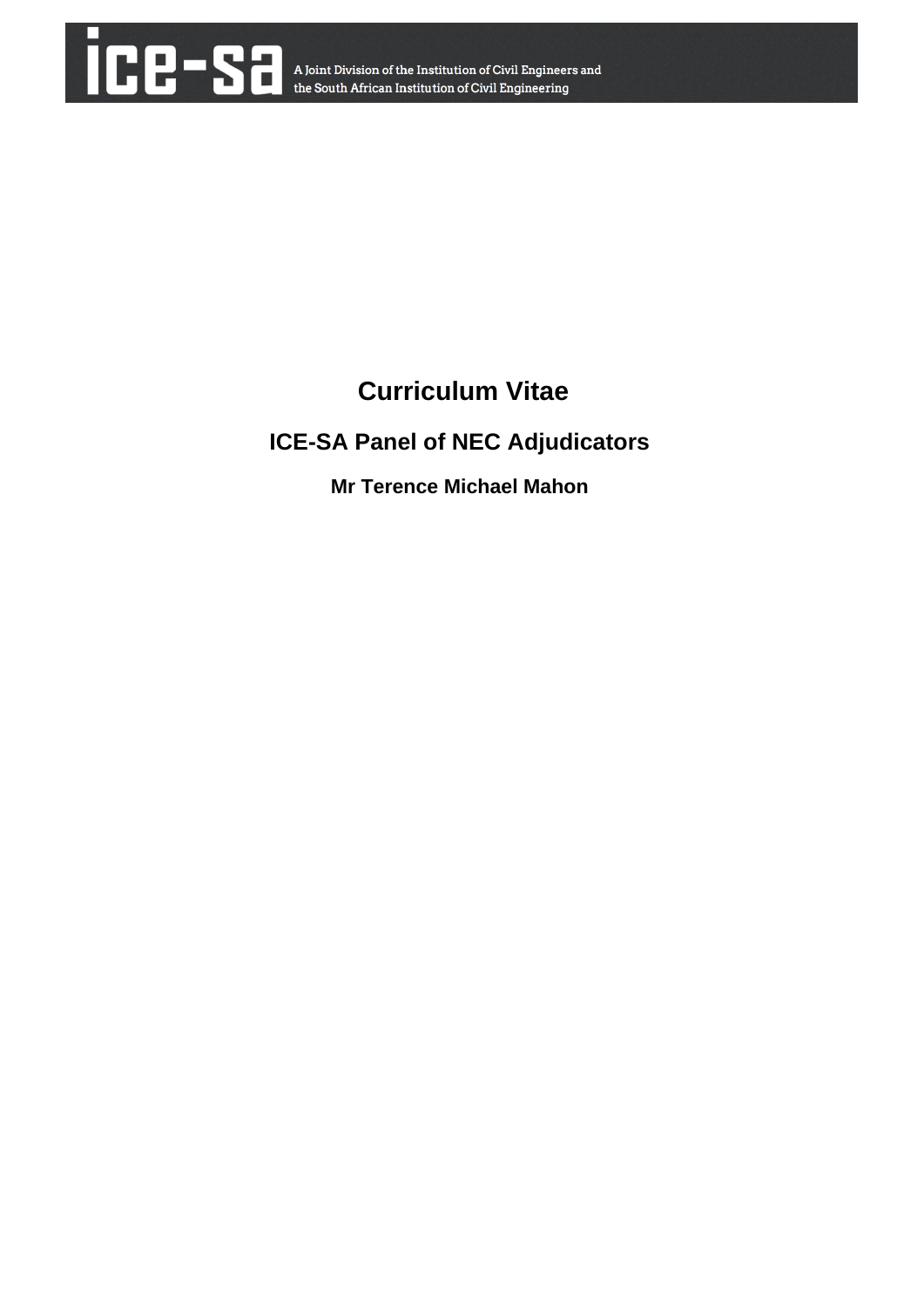ice-sa A Joint Division of the Institution of Civil Engineers and the South African Institution of Civil Engineering

# Curriculum Vitae

## ICE-SA Panel of NEC Adjudicators

### Mr Terence Michael Mahon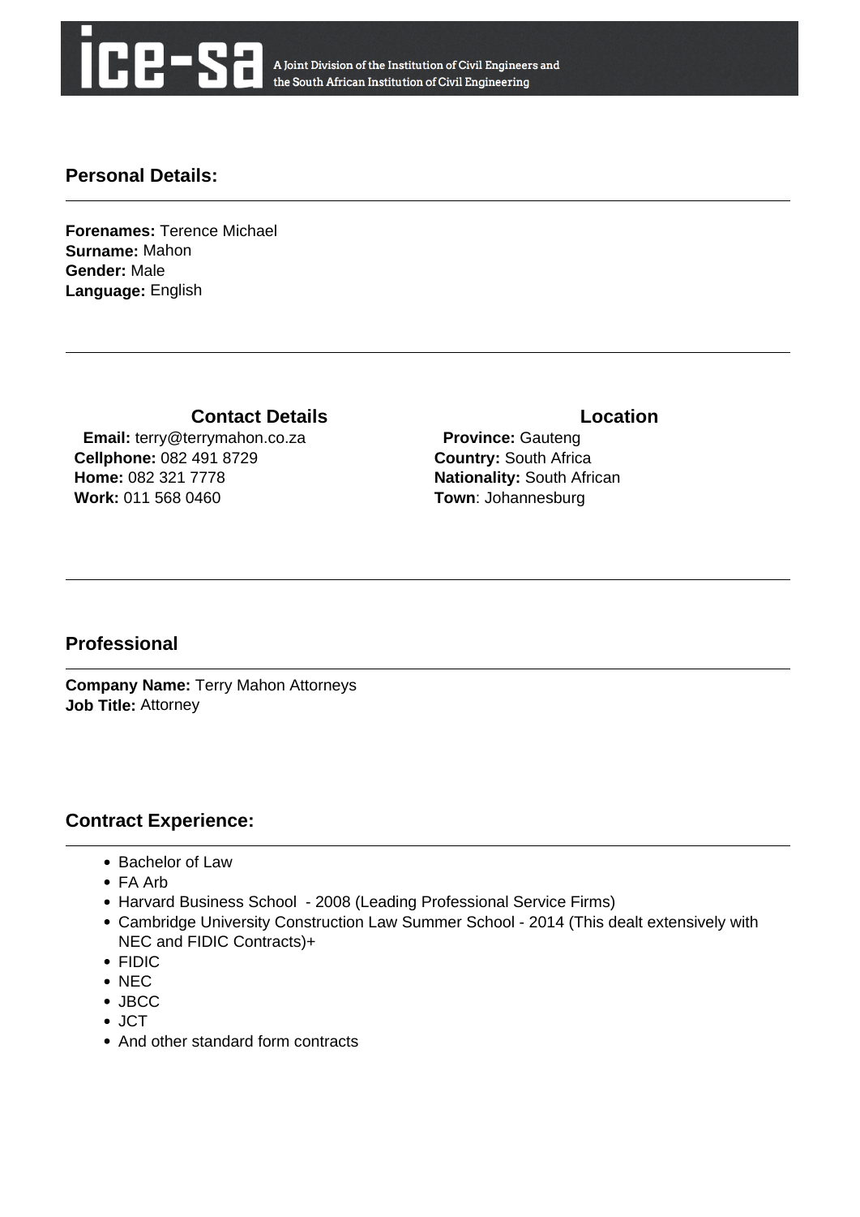ice-sa A Joint Division of the Institution of Civil Engineers and the South African Institution of Civil Engineering

## Personal Details:

**Forenames:** Terence Michael
**Surname:** Mahon
**Gender:** Male
**Language:** English

### Contact Details

**Email:** terry@terrymahon.co.za
**Cellphone:** 082 491 8729
**Home:** 082 321 7778
**Work:** 011 568 0460

### Location

**Province:** Gauteng
**Country:** South Africa
**Nationality:** South African
**Town**: Johannesburg

## Professional

**Company Name:** Terry Mahon Attorneys
**Job Title:** Attorney

## Contract Experience:

- Bachelor of Law
- FA Arb
- Harvard Business School - 2008 (Leading Professional Service Firms)
- Cambridge University Construction Law Summer School - 2014 (This dealt extensively with NEC and FIDIC Contracts)+
- FIDIC
- NEC
- JBCC
- JCT
- And other standard form contracts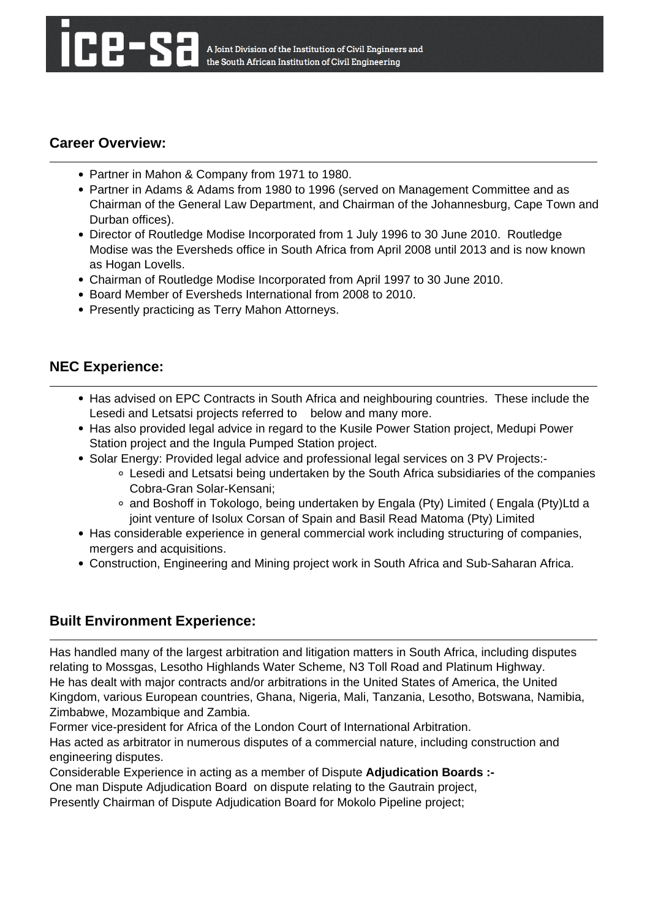## Career Overview:

- Partner in Mahon & Company from 1971 to 1980.
- Partner in Adams & Adams from 1980 to 1996 (served on Management Committee and as Chairman of the General Law Department, and Chairman of the Johannesburg, Cape Town and Durban offices).
- Director of Routledge Modise Incorporated from 1 July 1996 to 30 June 2010. Routledge Modise was the Eversheds office in South Africa from April 2008 until 2013 and is now known as Hogan Lovells.
- Chairman of Routledge Modise Incorporated from April 1997 to 30 June 2010.
- Board Member of Eversheds International from 2008 to 2010.
- Presently practicing as Terry Mahon Attorneys.

## NEC Experience:

- Has advised on EPC Contracts in South Africa and neighbouring countries. These include the Lesedi and Letsatsi projects referred to below and many more.
- Has also provided legal advice in regard to the Kusile Power Station project, Medupi Power Station project and the Ingula Pumped Station project.
- Solar Energy: Provided legal advice and professional legal services on 3 PV Projects:-
  - Lesedi and Letsatsi being undertaken by the South Africa subsidiaries of the companies Cobra-Gran Solar-Kensani;
  - and Boshoff in Tokologo, being undertaken by Engala (Pty) Limited ( Engala (Pty)Ltd a joint venture of Isolux Corsan of Spain and Basil Read Matoma (Pty) Limited
- Has considerable experience in general commercial work including structuring of companies, mergers and acquisitions.
- Construction, Engineering and Mining project work in South Africa and Sub-Saharan Africa.

## Built Environment Experience:

Has handled many of the largest arbitration and litigation matters in South Africa, including disputes relating to Mossgas, Lesotho Highlands Water Scheme, N3 Toll Road and Platinum Highway.
He has dealt with major contracts and/or arbitrations in the United States of America, the United Kingdom, various European countries, Ghana, Nigeria, Mali, Tanzania, Lesotho, Botswana, Namibia, Zimbabwe, Mozambique and Zambia.
Former vice-president for Africa of the London Court of International Arbitration.
Has acted as arbitrator in numerous disputes of a commercial nature, including construction and engineering disputes.
Considerable Experience in acting as a member of Dispute **Adjudication Boards :-**
One man Dispute Adjudication Board on dispute relating to the Gautrain project,
Presently Chairman of Dispute Adjudication Board for Mokolo Pipeline project;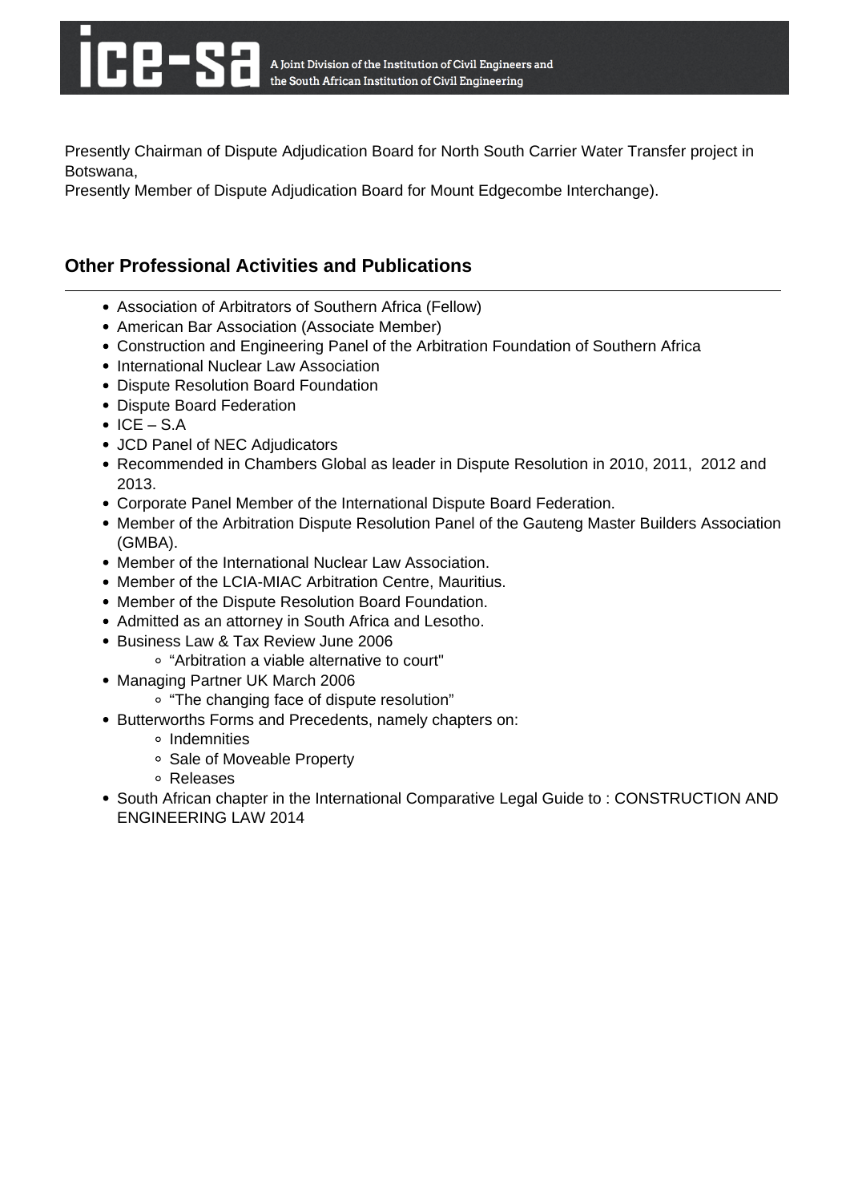Presently Chairman of Dispute Adjudication Board for North South Carrier Water Transfer project in Botswana,
Presently Member of Dispute Adjudication Board for Mount Edgecombe Interchange).

## Other Professional Activities and Publications

- Association of Arbitrators of Southern Africa (Fellow)
- American Bar Association (Associate Member)
- Construction and Engineering Panel of the Arbitration Foundation of Southern Africa
- International Nuclear Law Association
- Dispute Resolution Board Foundation
- Dispute Board Federation
- ICE – S.A
- JCD Panel of NEC Adjudicators
- Recommended in Chambers Global as leader in Dispute Resolution in 2010, 2011, 2012 and 2013.
- Corporate Panel Member of the International Dispute Board Federation.
- Member of the Arbitration Dispute Resolution Panel of the Gauteng Master Builders Association (GMBA).
- Member of the International Nuclear Law Association.
- Member of the LCIA-MIAC Arbitration Centre, Mauritius.
- Member of the Dispute Resolution Board Foundation.
- Admitted as an attorney in South Africa and Lesotho.
- Business Law & Tax Review June 2006
  - "Arbitration a viable alternative to court"
- Managing Partner UK March 2006
  - "The changing face of dispute resolution"
- Butterworths Forms and Precedents, namely chapters on:
  - Indemnities
  - Sale of Moveable Property
  - Releases
- South African chapter in the International Comparative Legal Guide to : CONSTRUCTION AND ENGINEERING LAW 2014